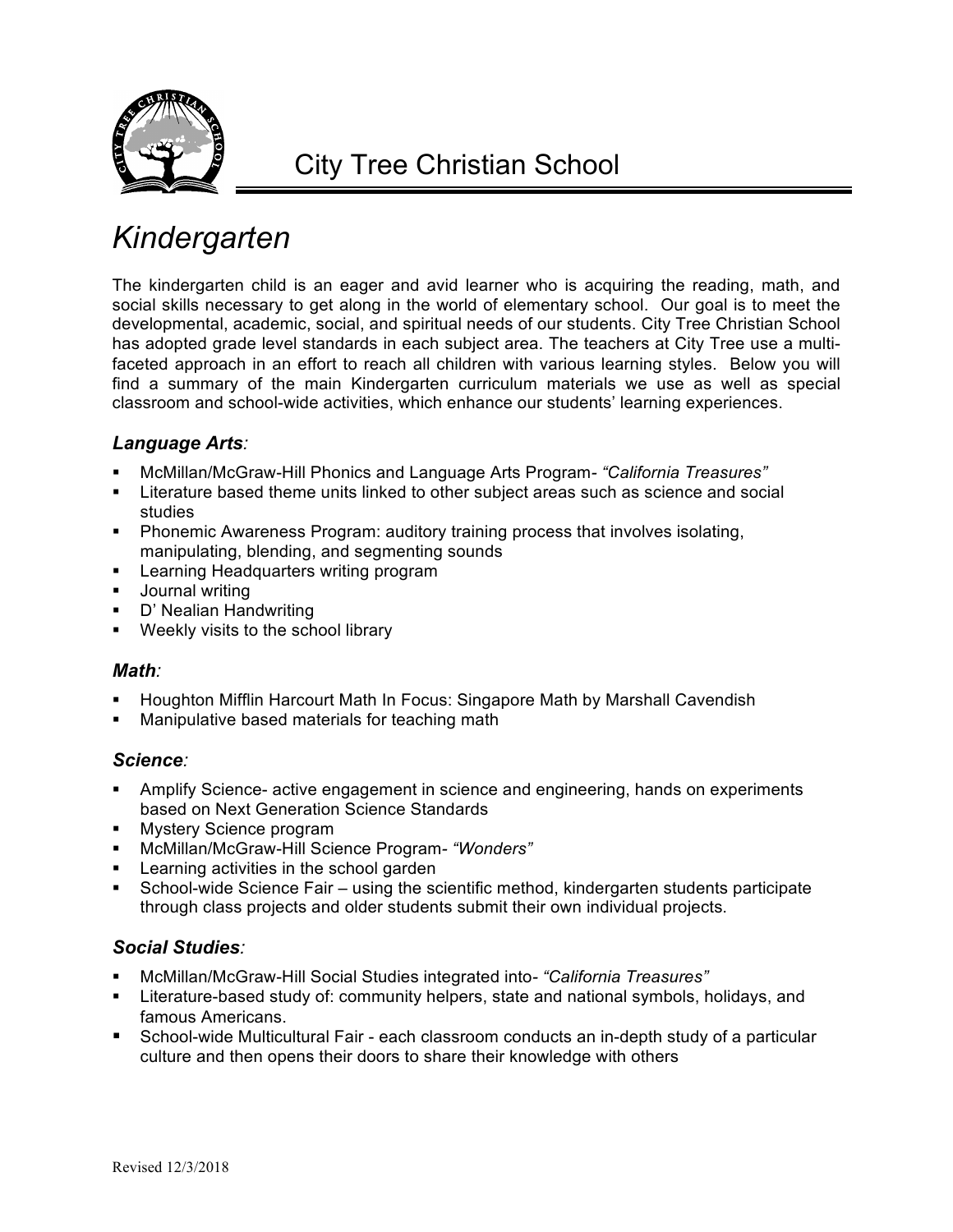# City Tree Christian School

## *Kindergarten*

The kindergarten child is an eager and avid learner who is acquiring the reading, math, and social skills necessary to get along in the world of elementary school. Our goal is to meet the developmental, academic, social, and spiritual needs of our students. City Tree Christian School has adopted grade level standards in each subject area. The teachers at City Tree use a multi-faceted approach in an effort to reach all children with various learning styles. Below you will find a summary of the main Kindergarten curriculum materials we use as well as special classroom and school-wide activities, which enhance our students' learning experiences.

### *Language Arts:*

- McMillan/McGraw-Hill Phonics and Language Arts Program- *"California Treasures"*
- Literature based theme units linked to other subject areas such as science and social studies
- Phonemic Awareness Program: auditory training process that involves isolating, manipulating, blending, and segmenting sounds
- Learning Headquarters writing program
- Journal writing
- D' Nealian Handwriting
- Weekly visits to the school library

### *Math:*

- Houghton Mifflin Harcourt Math In Focus: Singapore Math by Marshall Cavendish
- Manipulative based materials for teaching math

### *Science:*

- Amplify Science- active engagement in science and engineering, hands on experiments based on Next Generation Science Standards
- Mystery Science program
- McMillan/McGraw-Hill Science Program- *"Wonders"*
- Learning activities in the school garden
- School-wide Science Fair – using the scientific method, kindergarten students participate through class projects and older students submit their own individual projects.

### *Social Studies:*

- McMillan/McGraw-Hill Social Studies integrated into- *"California Treasures"*
- Literature-based study of: community helpers, state and national symbols, holidays, and famous Americans.
- School-wide Multicultural Fair - each classroom conducts an in-depth study of a particular culture and then opens their doors to share their knowledge with others

Revised 12/3/2018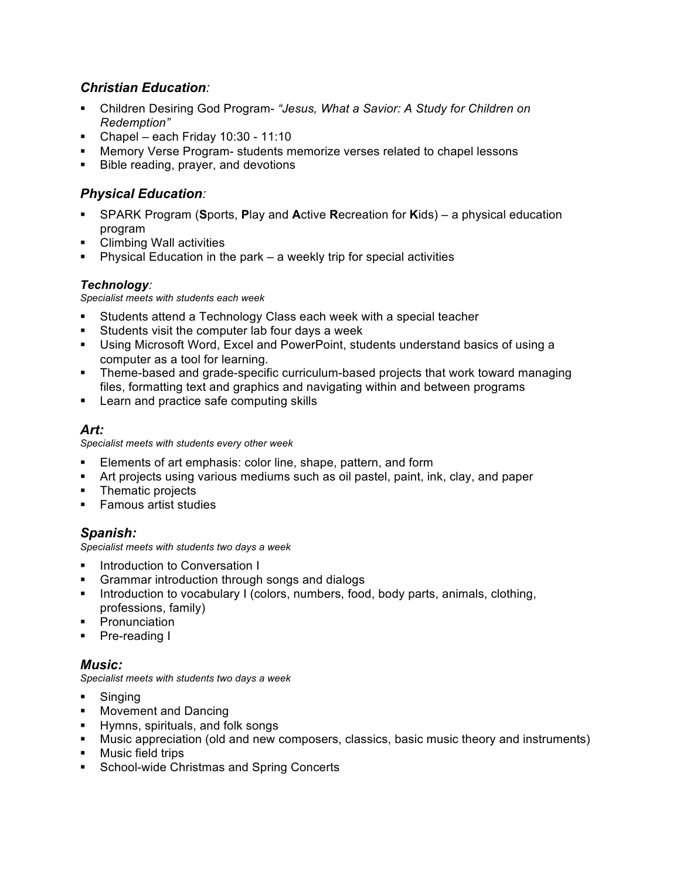## *Christian Education:*

- Children Desiring God Program- *"Jesus, What a Savior: A Study for Children on Redemption"*
- Chapel – each Friday 10:30 - 11:10
- Memory Verse Program- students memorize verses related to chapel lessons
- Bible reading, prayer, and devotions

## *Physical Education:*

- SPARK Program (**S**ports, **P**lay and **A**ctive **R**ecreation for **K**ids) – a physical education program
- Climbing Wall activities
- Physical Education in the park – a weekly trip for special activities

### *Technology:*

*Specialist meets with students each week*

- Students attend a Technology Class each week with a special teacher
- Students visit the computer lab four days a week
- Using Microsoft Word, Excel and PowerPoint, students understand basics of using a computer as a tool for learning.
- Theme-based and grade-specific curriculum-based projects that work toward managing files, formatting text and graphics and navigating within and between programs
- Learn and practice safe computing skills

## *Art:*

*Specialist meets with students every other week*

- Elements of art emphasis: color line, shape, pattern, and form
- Art projects using various mediums such as oil pastel, paint, ink, clay, and paper
- Thematic projects
- Famous artist studies

## *Spanish:*

*Specialist meets with students two days a week*

- Introduction to Conversation I
- Grammar introduction through songs and dialogs
- Introduction to vocabulary I (colors, numbers, food, body parts, animals, clothing, professions, family)
- Pronunciation
- Pre-reading I

## *Music:*

*Specialist meets with students two days a week*

- Singing
- Movement and Dancing
- Hymns, spirituals, and folk songs
- Music appreciation (old and new composers, classics, basic music theory and instruments)
- Music field trips
- School-wide Christmas and Spring Concerts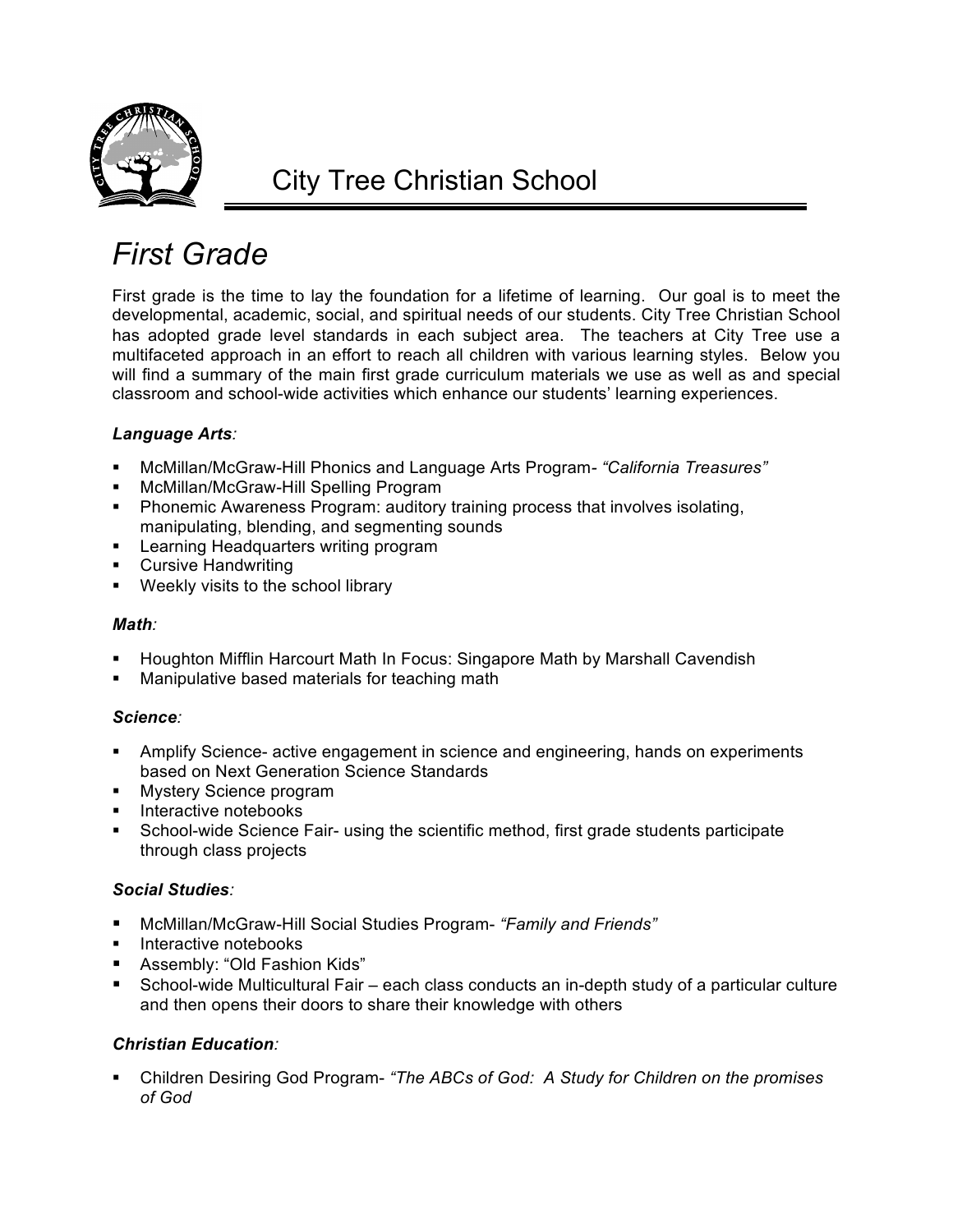# City Tree Christian School

## *First Grade*

First grade is the time to lay the foundation for a lifetime of learning. Our goal is to meet the developmental, academic, social, and spiritual needs of our students. City Tree Christian School has adopted grade level standards in each subject area. The teachers at City Tree use a multifaceted approach in an effort to reach all children with various learning styles. Below you will find a summary of the main first grade curriculum materials we use as well as and special classroom and school-wide activities which enhance our students' learning experiences.

### ***Language Arts:***

- McMillan/McGraw-Hill Phonics and Language Arts Program- *"California Treasures"*
- McMillan/McGraw-Hill Spelling Program
- Phonemic Awareness Program: auditory training process that involves isolating, manipulating, blending, and segmenting sounds
- Learning Headquarters writing program
- Cursive Handwriting
- Weekly visits to the school library

### ***Math:***

- Houghton Mifflin Harcourt Math In Focus: Singapore Math by Marshall Cavendish
- Manipulative based materials for teaching math

### ***Science:***

- Amplify Science- active engagement in science and engineering, hands on experiments based on Next Generation Science Standards
- Mystery Science program
- Interactive notebooks
- School-wide Science Fair- using the scientific method, first grade students participate through class projects

### ***Social Studies:***

- McMillan/McGraw-Hill Social Studies Program- *"Family and Friends"*
- Interactive notebooks
- Assembly: "Old Fashion Kids"
- School-wide Multicultural Fair – each class conducts an in-depth study of a particular culture and then opens their doors to share their knowledge with others

### ***Christian Education:***

- Children Desiring God Program- *"The ABCs of God: A Study for Children on the promises of God*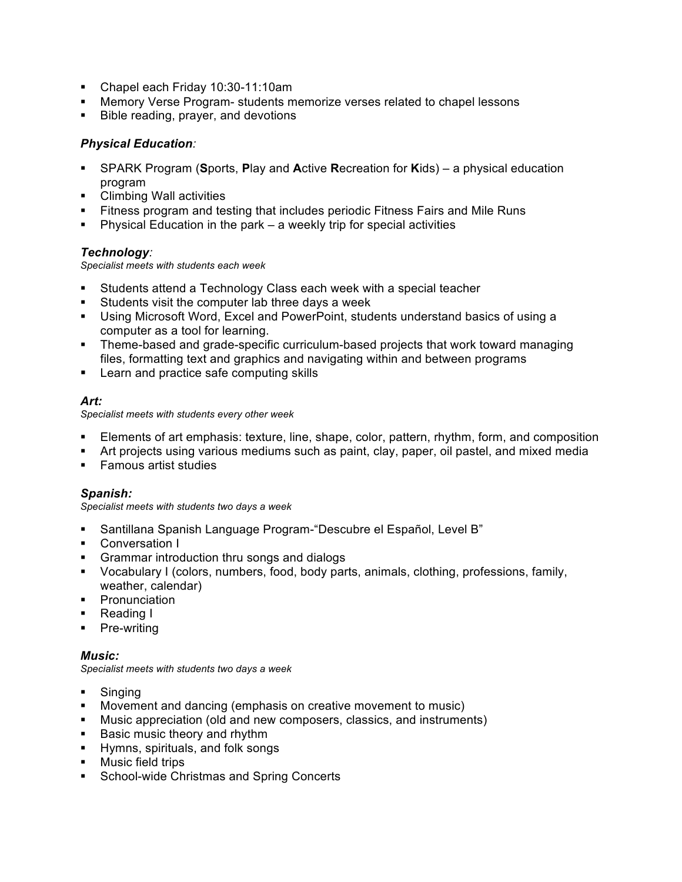- Chapel each Friday 10:30-11:10am
- Memory Verse Program- students memorize verses related to chapel lessons
- Bible reading, prayer, and devotions

### ***Physical Education:***

- SPARK Program (**S**ports, **P**lay and **A**ctive **R**ecreation for **K**ids) – a physical education program
- Climbing Wall activities
- Fitness program and testing that includes periodic Fitness Fairs and Mile Runs
- Physical Education in the park – a weekly trip for special activities

### ***Technology:***

*Specialist meets with students each week*

- Students attend a Technology Class each week with a special teacher
- Students visit the computer lab three days a week
- Using Microsoft Word, Excel and PowerPoint, students understand basics of using a computer as a tool for learning.
- Theme-based and grade-specific curriculum-based projects that work toward managing files, formatting text and graphics and navigating within and between programs
- Learn and practice safe computing skills

### ***Art:***

*Specialist meets with students every other week*

- Elements of art emphasis: texture, line, shape, color, pattern, rhythm, form, and composition
- Art projects using various mediums such as paint, clay, paper, oil pastel, and mixed media
- Famous artist studies

### ***Spanish:***

*Specialist meets with students two days a week*

- Santillana Spanish Language Program-"Descubre el Español, Level B"
- Conversation I
- Grammar introduction thru songs and dialogs
- Vocabulary I (colors, numbers, food, body parts, animals, clothing, professions, family, weather, calendar)
- Pronunciation
- Reading I
- Pre-writing

### ***Music:***

*Specialist meets with students two days a week*

- Singing
- Movement and dancing (emphasis on creative movement to music)
- Music appreciation (old and new composers, classics, and instruments)
- Basic music theory and rhythm
- Hymns, spirituals, and folk songs
- Music field trips
- School-wide Christmas and Spring Concerts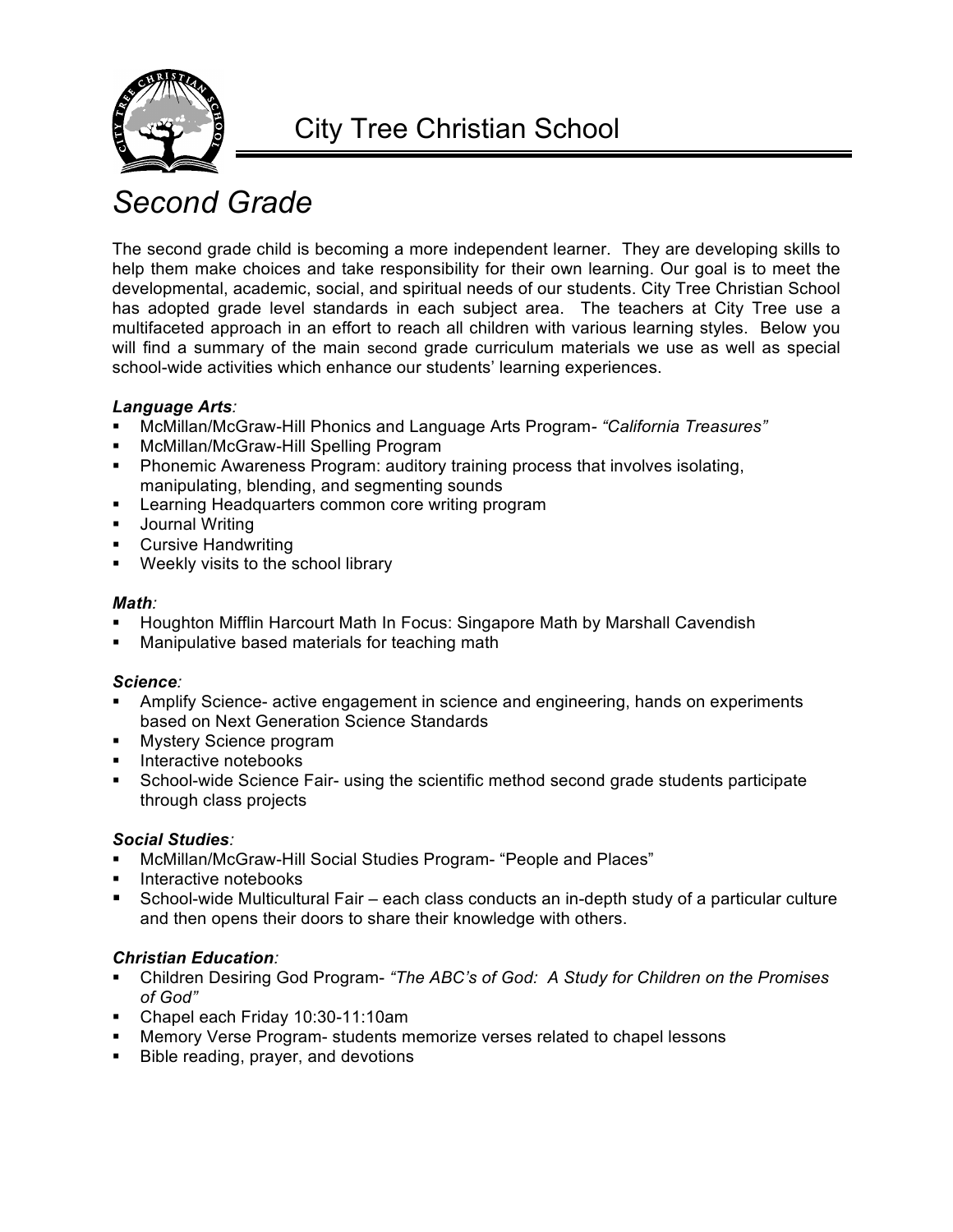# City Tree Christian School

## *Second Grade*

The second grade child is becoming a more independent learner. They are developing skills to help them make choices and take responsibility for their own learning. Our goal is to meet the developmental, academic, social, and spiritual needs of our students. City Tree Christian School has adopted grade level standards in each subject area. The teachers at City Tree use a multifaceted approach in an effort to reach all children with various learning styles. Below you will find a summary of the main second grade curriculum materials we use as well as special school-wide activities which enhance our students' learning experiences.

***Language Arts**:*

- McMillan/McGraw-Hill Phonics and Language Arts Program- *"California Treasures"*
- McMillan/McGraw-Hill Spelling Program
- Phonemic Awareness Program: auditory training process that involves isolating, manipulating, blending, and segmenting sounds
- Learning Headquarters common core writing program
- Journal Writing
- Cursive Handwriting
- Weekly visits to the school library

***Math**:*

- Houghton Mifflin Harcourt Math In Focus: Singapore Math by Marshall Cavendish
- Manipulative based materials for teaching math

***Science**:*

- Amplify Science- active engagement in science and engineering, hands on experiments based on Next Generation Science Standards
- Mystery Science program
- Interactive notebooks
- School-wide Science Fair- using the scientific method second grade students participate through class projects

***Social Studies**:*

- McMillan/McGraw-Hill Social Studies Program- "People and Places"
- Interactive notebooks
- School-wide Multicultural Fair – each class conducts an in-depth study of a particular culture and then opens their doors to share their knowledge with others.

***Christian Education**:*

- Children Desiring God Program- *"The ABC's of God: A Study for Children on the Promises of God"*
- Chapel each Friday 10:30-11:10am
- Memory Verse Program- students memorize verses related to chapel lessons
- Bible reading, prayer, and devotions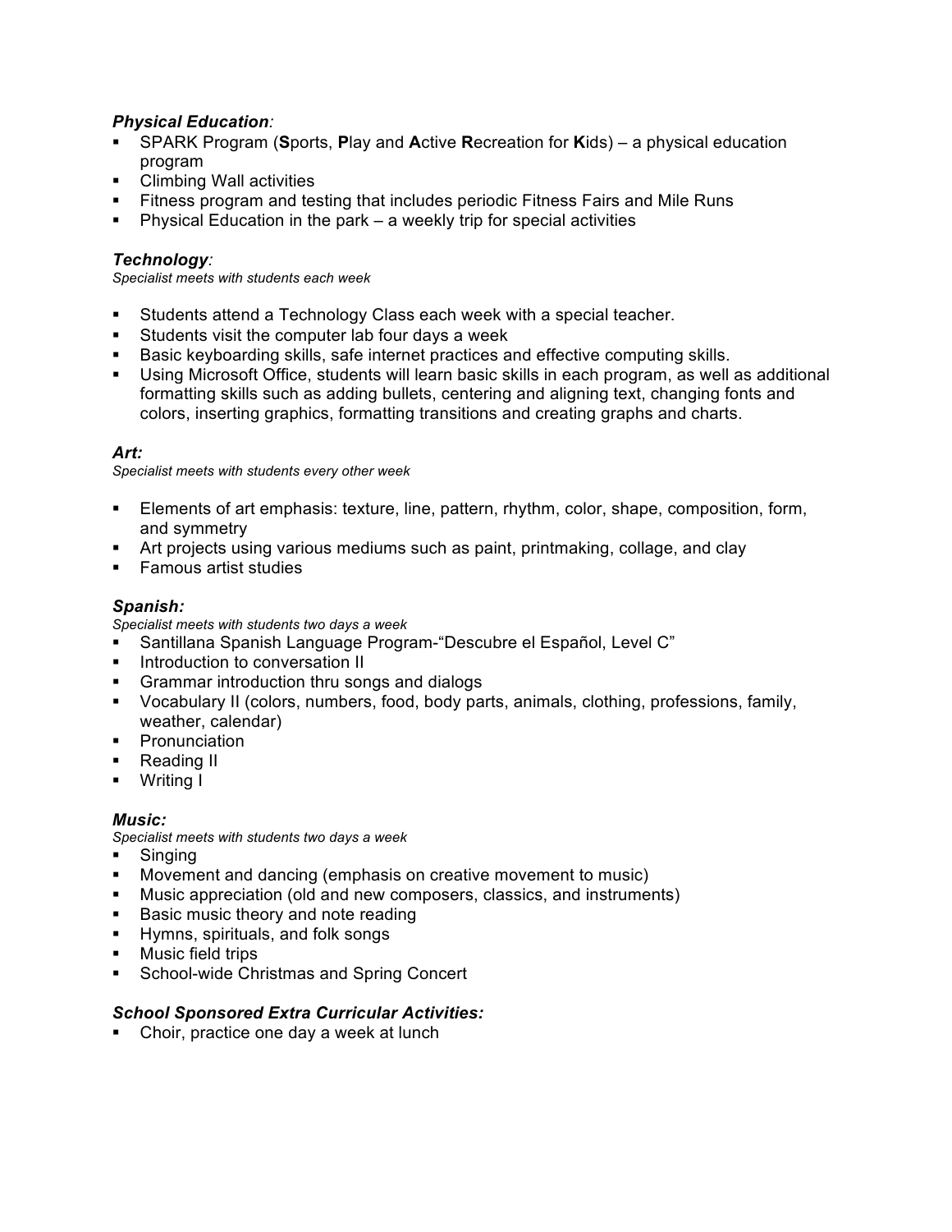***Physical Education**:*

- SPARK Program (**S**ports, **P**lay and **A**ctive **R**ecreation for **K**ids) – a physical education program
- Climbing Wall activities
- Fitness program and testing that includes periodic Fitness Fairs and Mile Runs
- Physical Education in the park – a weekly trip for special activities

***Technology**:*

*Specialist meets with students each week*

- Students attend a Technology Class each week with a special teacher.
- Students visit the computer lab four days a week
- Basic keyboarding skills, safe internet practices and effective computing skills.
- Using Microsoft Office, students will learn basic skills in each program, as well as additional formatting skills such as adding bullets, centering and aligning text, changing fonts and colors, inserting graphics, formatting transitions and creating graphs and charts.

***Art:***

*Specialist meets with students every other week*

- Elements of art emphasis: texture, line, pattern, rhythm, color, shape, composition, form, and symmetry
- Art projects using various mediums such as paint, printmaking, collage, and clay
- Famous artist studies

***Spanish:***

*Specialist meets with students two days a week*

- Santillana Spanish Language Program-"Descubre el Español, Level C"
- Introduction to conversation II
- Grammar introduction thru songs and dialogs
- Vocabulary II (colors, numbers, food, body parts, animals, clothing, professions, family, weather, calendar)
- Pronunciation
- Reading II
- Writing I

***Music:***

*Specialist meets with students two days a week*

- Singing
- Movement and dancing (emphasis on creative movement to music)
- Music appreciation (old and new composers, classics, and instruments)
- Basic music theory and note reading
- Hymns, spirituals, and folk songs
- Music field trips
- School-wide Christmas and Spring Concert

***School Sponsored Extra Curricular Activities:***

- Choir, practice one day a week at lunch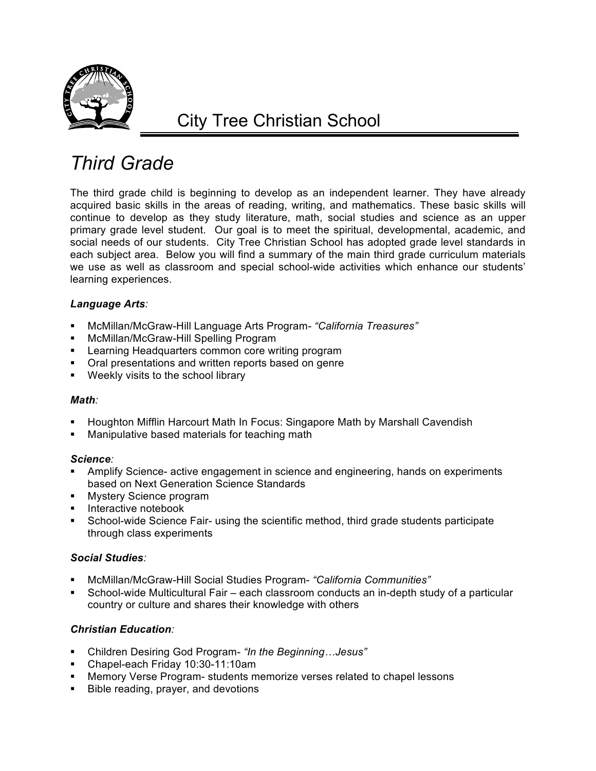# City Tree Christian School

## *Third Grade*

The third grade child is beginning to develop as an independent learner. They have already acquired basic skills in the areas of reading, writing, and mathematics. These basic skills will continue to develop as they study literature, math, social studies and science as an upper primary grade level student. Our goal is to meet the spiritual, developmental, academic, and social needs of our students. City Tree Christian School has adopted grade level standards in each subject area. Below you will find a summary of the main third grade curriculum materials we use as well as classroom and special school-wide activities which enhance our students' learning experiences.

### ***Language Arts:***

- McMillan/McGraw-Hill Language Arts Program- *"California Treasures"*
- McMillan/McGraw-Hill Spelling Program
- Learning Headquarters common core writing program
- Oral presentations and written reports based on genre
- Weekly visits to the school library

### ***Math:***

- Houghton Mifflin Harcourt Math In Focus: Singapore Math by Marshall Cavendish
- Manipulative based materials for teaching math

### ***Science:***

- Amplify Science- active engagement in science and engineering, hands on experiments based on Next Generation Science Standards
- Mystery Science program
- Interactive notebook
- School-wide Science Fair- using the scientific method, third grade students participate through class experiments

### ***Social Studies:***

- McMillan/McGraw-Hill Social Studies Program- *"California Communities"*
- School-wide Multicultural Fair – each classroom conducts an in-depth study of a particular country or culture and shares their knowledge with others

### ***Christian Education:***

- Children Desiring God Program- *"In the Beginning…Jesus"*
- Chapel-each Friday 10:30-11:10am
- Memory Verse Program- students memorize verses related to chapel lessons
- Bible reading, prayer, and devotions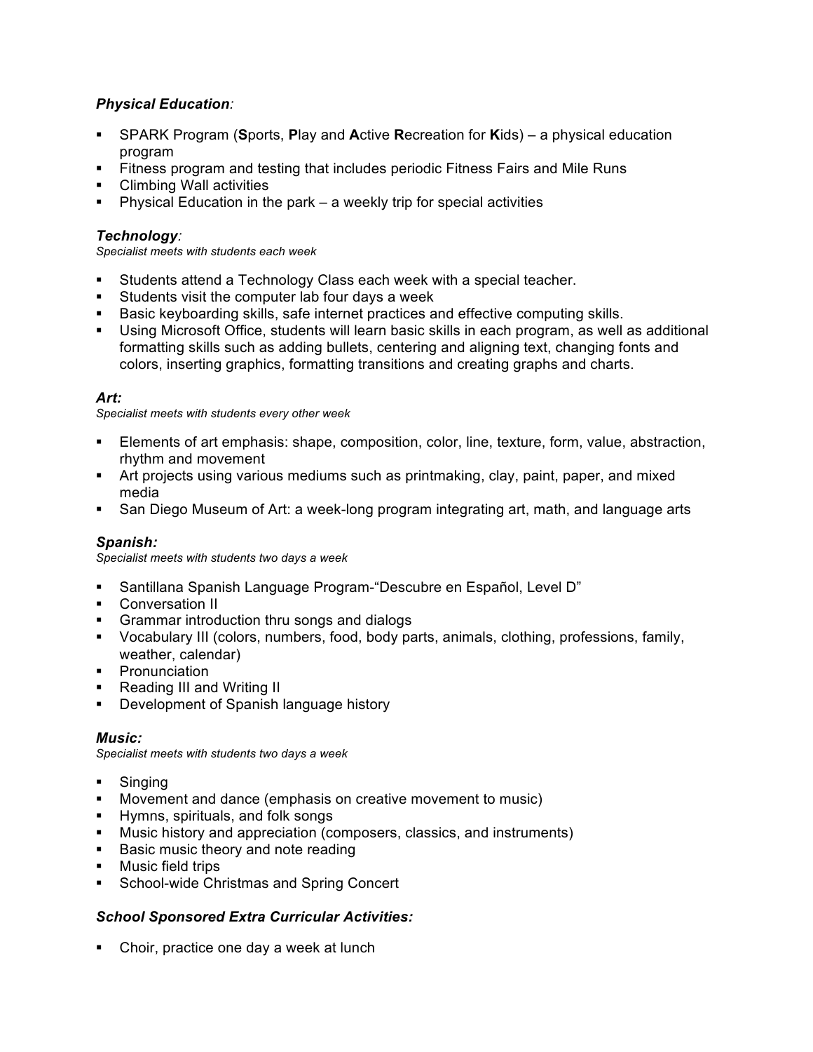### ***Physical Education:***

- SPARK Program (**S**ports, **P**lay and **A**ctive **R**ecreation for **K**ids) – a physical education program
- Fitness program and testing that includes periodic Fitness Fairs and Mile Runs
- Climbing Wall activities
- Physical Education in the park – a weekly trip for special activities

### ***Technology:***

*Specialist meets with students each week*

- Students attend a Technology Class each week with a special teacher.
- Students visit the computer lab four days a week
- Basic keyboarding skills, safe internet practices and effective computing skills.
- Using Microsoft Office, students will learn basic skills in each program, as well as additional formatting skills such as adding bullets, centering and aligning text, changing fonts and colors, inserting graphics, formatting transitions and creating graphs and charts.

### ***Art:***

*Specialist meets with students every other week*

- Elements of art emphasis: shape, composition, color, line, texture, form, value, abstraction, rhythm and movement
- Art projects using various mediums such as printmaking, clay, paint, paper, and mixed media
- San Diego Museum of Art: a week-long program integrating art, math, and language arts

### ***Spanish:***

*Specialist meets with students two days a week*

- Santillana Spanish Language Program-"Descubre en Español, Level D"
- Conversation II
- Grammar introduction thru songs and dialogs
- Vocabulary III (colors, numbers, food, body parts, animals, clothing, professions, family, weather, calendar)
- Pronunciation
- Reading III and Writing II
- Development of Spanish language history

### ***Music:***

*Specialist meets with students two days a week*

- Singing
- Movement and dance (emphasis on creative movement to music)
- Hymns, spirituals, and folk songs
- Music history and appreciation (composers, classics, and instruments)
- Basic music theory and note reading
- Music field trips
- School-wide Christmas and Spring Concert

### ***School Sponsored Extra Curricular Activities:***

- Choir, practice one day a week at lunch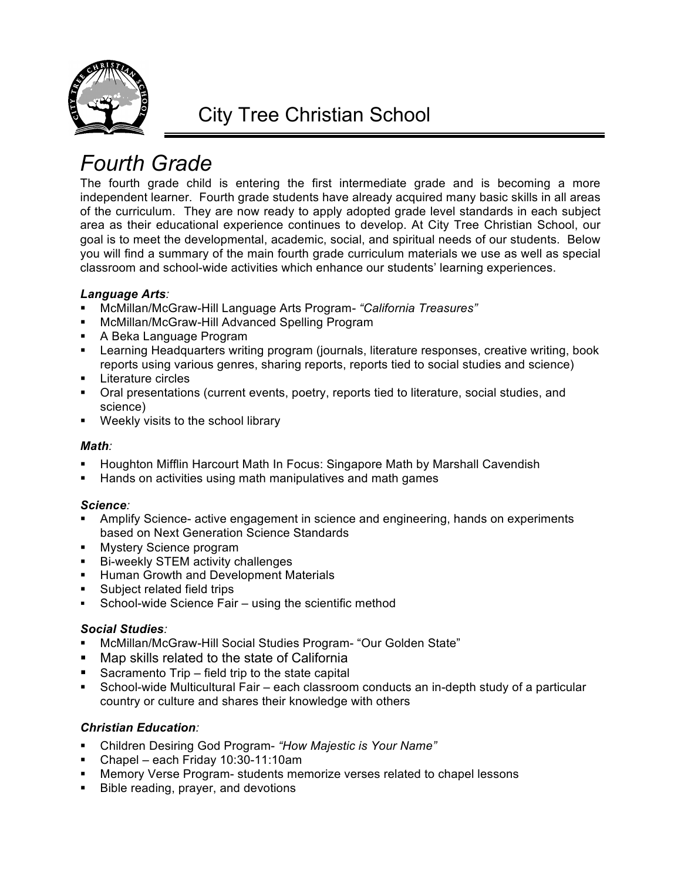City Tree Christian School

# *Fourth Grade*

The fourth grade child is entering the first intermediate grade and is becoming a more independent learner. Fourth grade students have already acquired many basic skills in all areas of the curriculum. They are now ready to apply adopted grade level standards in each subject area as their educational experience continues to develop. At City Tree Christian School, our goal is to meet the developmental, academic, social, and spiritual needs of our students. Below you will find a summary of the main fourth grade curriculum materials we use as well as special classroom and school-wide activities which enhance our students' learning experiences.

***Language Arts:***

- McMillan/McGraw-Hill Language Arts Program- *"California Treasures"*
- McMillan/McGraw-Hill Advanced Spelling Program
- A Beka Language Program
- Learning Headquarters writing program (journals, literature responses, creative writing, book reports using various genres, sharing reports, reports tied to social studies and science)
- Literature circles
- Oral presentations (current events, poetry, reports tied to literature, social studies, and science)
- Weekly visits to the school library

***Math:***

- Houghton Mifflin Harcourt Math In Focus: Singapore Math by Marshall Cavendish
- Hands on activities using math manipulatives and math games

***Science:***

- Amplify Science- active engagement in science and engineering, hands on experiments based on Next Generation Science Standards
- Mystery Science program
- Bi-weekly STEM activity challenges
- Human Growth and Development Materials
- Subject related field trips
- School-wide Science Fair – using the scientific method

***Social Studies:***

- McMillan/McGraw-Hill Social Studies Program- "Our Golden State"
- Map skills related to the state of California
- Sacramento Trip – field trip to the state capital
- School-wide Multicultural Fair – each classroom conducts an in-depth study of a particular country or culture and shares their knowledge with others

***Christian Education:***

- Children Desiring God Program- *"How Majestic is Your Name"*
- Chapel – each Friday 10:30-11:10am
- Memory Verse Program- students memorize verses related to chapel lessons
- Bible reading, prayer, and devotions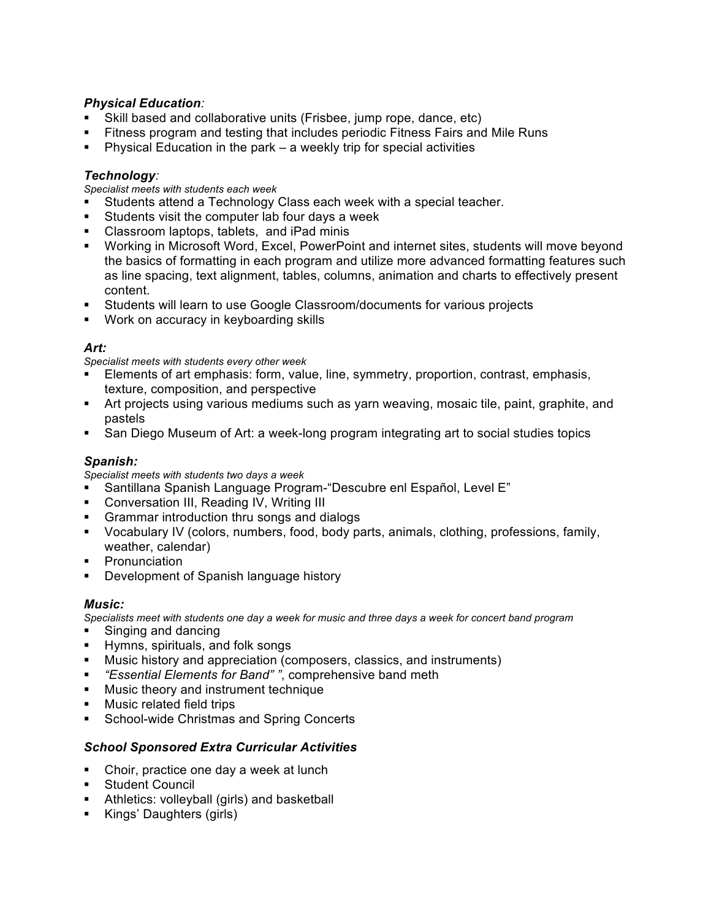### *Physical Education:*

- Skill based and collaborative units (Frisbee, jump rope, dance, etc)
- Fitness program and testing that includes periodic Fitness Fairs and Mile Runs
- Physical Education in the park – a weekly trip for special activities

### *Technology:*

*Specialist meets with students each week*

- Students attend a Technology Class each week with a special teacher.
- Students visit the computer lab four days a week
- Classroom laptops, tablets, and iPad minis
- Working in Microsoft Word, Excel, PowerPoint and internet sites, students will move beyond the basics of formatting in each program and utilize more advanced formatting features such as line spacing, text alignment, tables, columns, animation and charts to effectively present content.
- Students will learn to use Google Classroom/documents for various projects
- Work on accuracy in keyboarding skills

### *Art:*

*Specialist meets with students every other week*

- Elements of art emphasis: form, value, line, symmetry, proportion, contrast, emphasis, texture, composition, and perspective
- Art projects using various mediums such as yarn weaving, mosaic tile, paint, graphite, and pastels
- San Diego Museum of Art: a week-long program integrating art to social studies topics

### *Spanish:*

*Specialist meets with students two days a week*

- Santillana Spanish Language Program-"Descubre enl Español, Level E"
- Conversation III, Reading IV, Writing III
- Grammar introduction thru songs and dialogs
- Vocabulary IV (colors, numbers, food, body parts, animals, clothing, professions, family, weather, calendar)
- Pronunciation
- Development of Spanish language history

### *Music:*

*Specialists meet with students one day a week for music and three days a week for concert band program*

- Singing and dancing
- Hymns, spirituals, and folk songs
- Music history and appreciation (composers, classics, and instruments)
- *"Essential Elements for Band" "*, comprehensive band meth
- Music theory and instrument technique
- Music related field trips
- School-wide Christmas and Spring Concerts

### *School Sponsored Extra Curricular Activities*

- Choir, practice one day a week at lunch
- Student Council
- Athletics: volleyball (girls) and basketball
- Kings' Daughters (girls)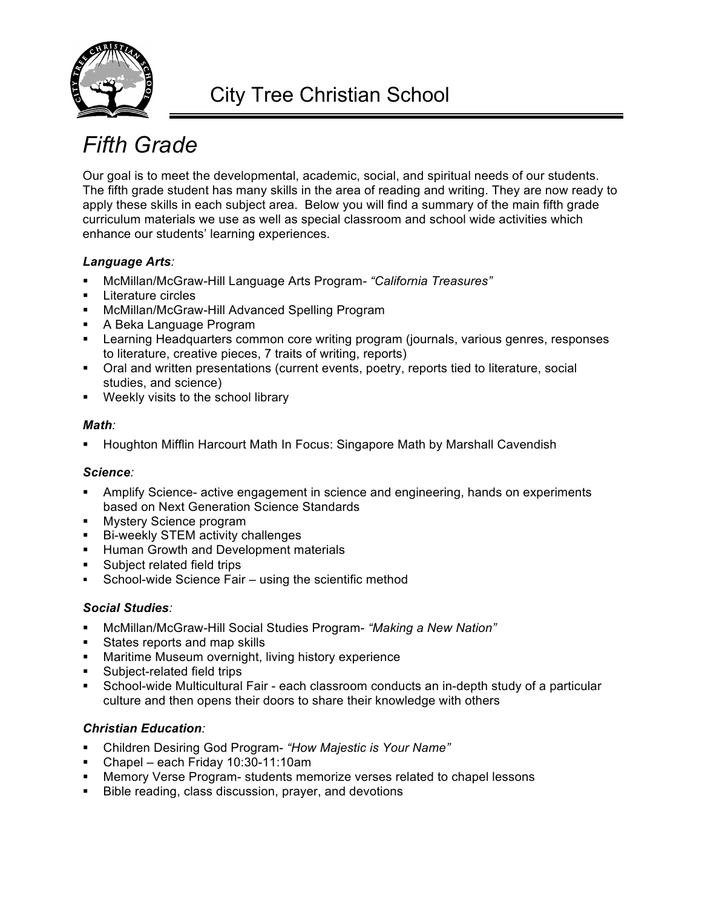City Tree Christian School

# *Fifth Grade*

Our goal is to meet the developmental, academic, social, and spiritual needs of our students. The fifth grade student has many skills in the area of reading and writing. They are now ready to apply these skills in each subject area. Below you will find a summary of the main fifth grade curriculum materials we use as well as special classroom and school wide activities which enhance our students' learning experiences.

### ***Language Arts:***

- McMillan/McGraw-Hill Language Arts Program- *"California Treasures"*
- Literature circles
- McMillan/McGraw-Hill Advanced Spelling Program
- A Beka Language Program
- Learning Headquarters common core writing program (journals, various genres, responses to literature, creative pieces, 7 traits of writing, reports)
- Oral and written presentations (current events, poetry, reports tied to literature, social studies, and science)
- Weekly visits to the school library

### ***Math:***

- Houghton Mifflin Harcourt Math In Focus: Singapore Math by Marshall Cavendish

### ***Science:***

- Amplify Science- active engagement in science and engineering, hands on experiments based on Next Generation Science Standards
- Mystery Science program
- Bi-weekly STEM activity challenges
- Human Growth and Development materials
- Subject related field trips
- School-wide Science Fair – using the scientific method

### ***Social Studies:***

- McMillan/McGraw-Hill Social Studies Program- *"Making a New Nation"*
- States reports and map skills
- Maritime Museum overnight, living history experience
- Subject-related field trips
- School-wide Multicultural Fair - each classroom conducts an in-depth study of a particular culture and then opens their doors to share their knowledge with others

### ***Christian Education:***

- Children Desiring God Program- *"How Majestic is Your Name"*
- Chapel – each Friday 10:30-11:10am
- Memory Verse Program- students memorize verses related to chapel lessons
- Bible reading, class discussion, prayer, and devotions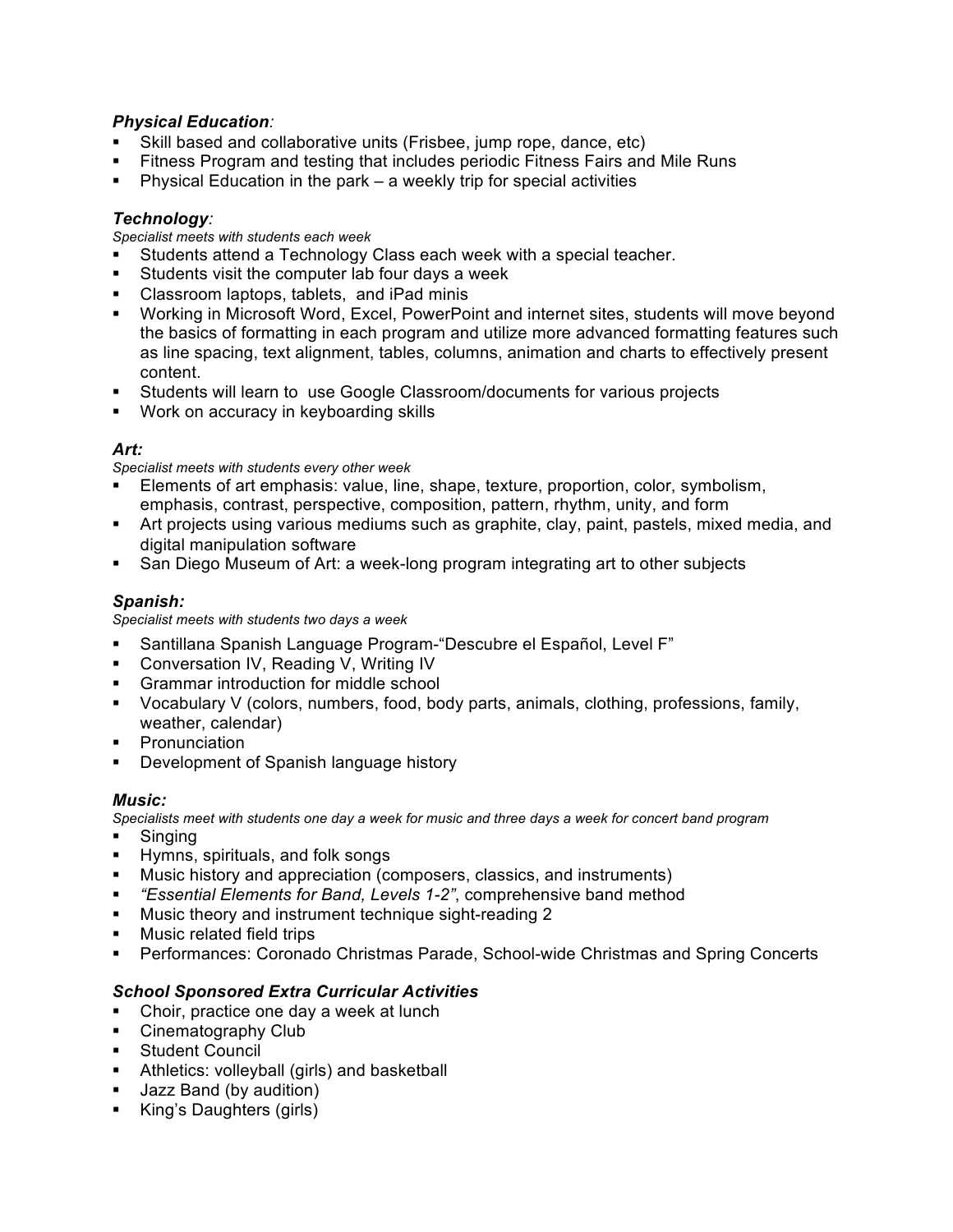### *Physical Education:*

- Skill based and collaborative units (Frisbee, jump rope, dance, etc)
- Fitness Program and testing that includes periodic Fitness Fairs and Mile Runs
- Physical Education in the park – a weekly trip for special activities

### *Technology:*

*Specialist meets with students each week*

- Students attend a Technology Class each week with a special teacher.
- Students visit the computer lab four days a week
- Classroom laptops, tablets, and iPad minis
- Working in Microsoft Word, Excel, PowerPoint and internet sites, students will move beyond the basics of formatting in each program and utilize more advanced formatting features such as line spacing, text alignment, tables, columns, animation and charts to effectively present content.
- Students will learn to use Google Classroom/documents for various projects
- Work on accuracy in keyboarding skills

### *Art:*

*Specialist meets with students every other week*

- Elements of art emphasis: value, line, shape, texture, proportion, color, symbolism, emphasis, contrast, perspective, composition, pattern, rhythm, unity, and form
- Art projects using various mediums such as graphite, clay, paint, pastels, mixed media, and digital manipulation software
- San Diego Museum of Art: a week-long program integrating art to other subjects

### *Spanish:*

*Specialist meets with students two days a week*

- Santillana Spanish Language Program-"Descubre el Español, Level F"
- Conversation IV, Reading V, Writing IV
- Grammar introduction for middle school
- Vocabulary V (colors, numbers, food, body parts, animals, clothing, professions, family, weather, calendar)
- Pronunciation
- Development of Spanish language history

### *Music:*

*Specialists meet with students one day a week for music and three days a week for concert band program*

- Singing
- Hymns, spirituals, and folk songs
- Music history and appreciation (composers, classics, and instruments)
- *"Essential Elements for Band, Levels 1-2"*, comprehensive band method
- Music theory and instrument technique sight-reading 2
- Music related field trips
- Performances: Coronado Christmas Parade, School-wide Christmas and Spring Concerts

### *School Sponsored Extra Curricular Activities*

- Choir, practice one day a week at lunch
- Cinematography Club
- Student Council
- Athletics: volleyball (girls) and basketball
- Jazz Band (by audition)
- King's Daughters (girls)